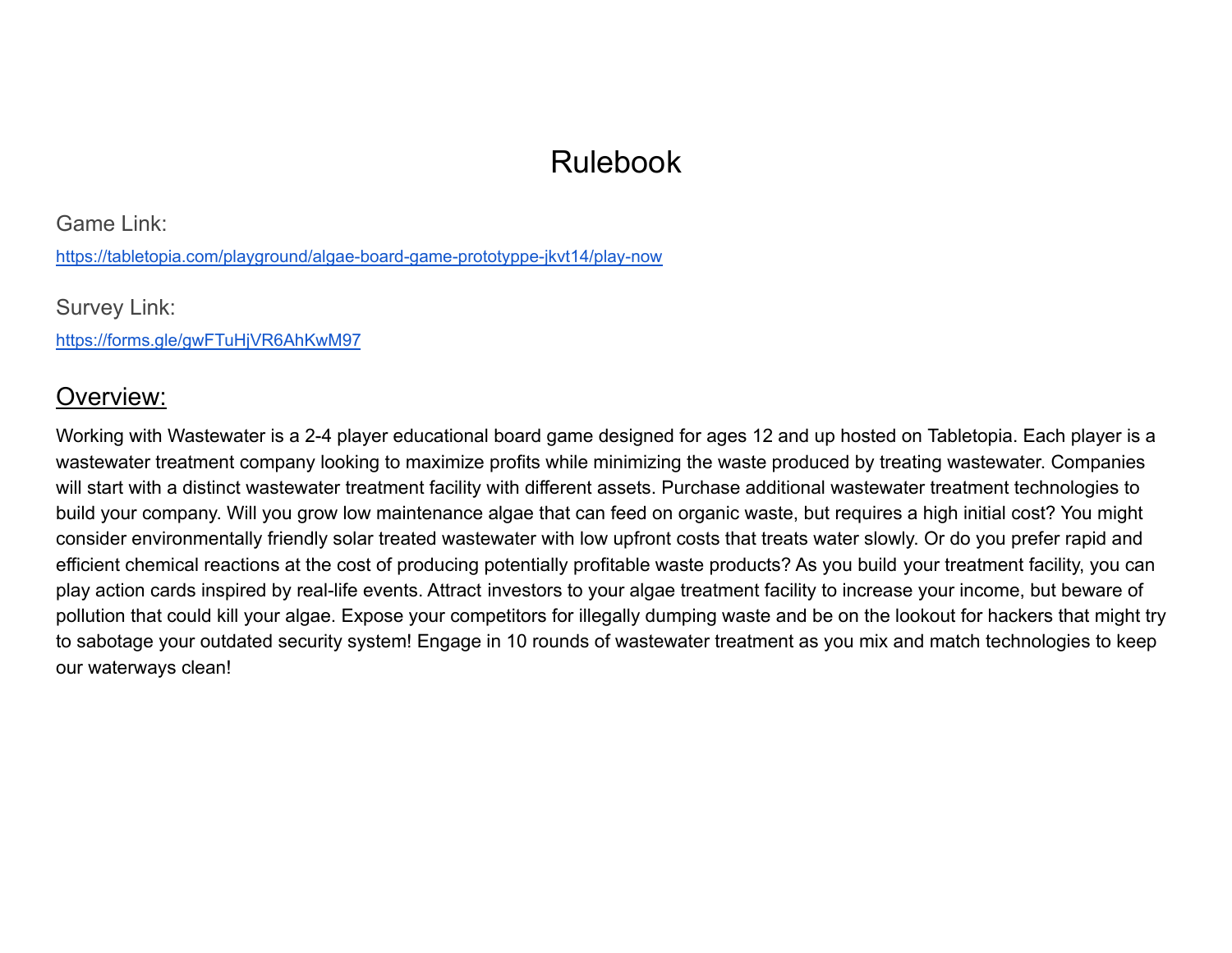# Rulebook

Game Link:

https://tabletopia.com/playground/algae-board-game-prototyppe-jkvt14/play-now

Survey Link:

https://forms.gle/gwFTuHjVR6AhKwM97

## Overview:

Working with Wastewater is a 2-4 player educational board game designed for ages 12 and up hosted on Tabletopia. Each player is a wastewater treatment company looking to maximize profits while minimizing the waste produced by treating wastewater. Companies will start with a distinct wastewater treatment facility with different assets. Purchase additional wastewater treatment technologies to build your company. Will you grow low maintenance algae that can feed on organic waste, but requires a high initial cost? You might consider environmentally friendly solar treated wastewater with low upfront costs that treats water slowly. Or do you prefer rapid and efficient chemical reactions at the cost of producing potentially profitable waste products? As you build your treatment facility, you can play action cards inspired by real-life events. Attract investors to your algae treatment facility to increase your income, but beware of pollution that could kill your algae. Expose your competitors for illegally dumping waste and be on the lookout for hackers that might try to sabotage your outdated security system! Engage in 10 rounds of wastewater treatment as you mix and match technologies to keep our waterways clean!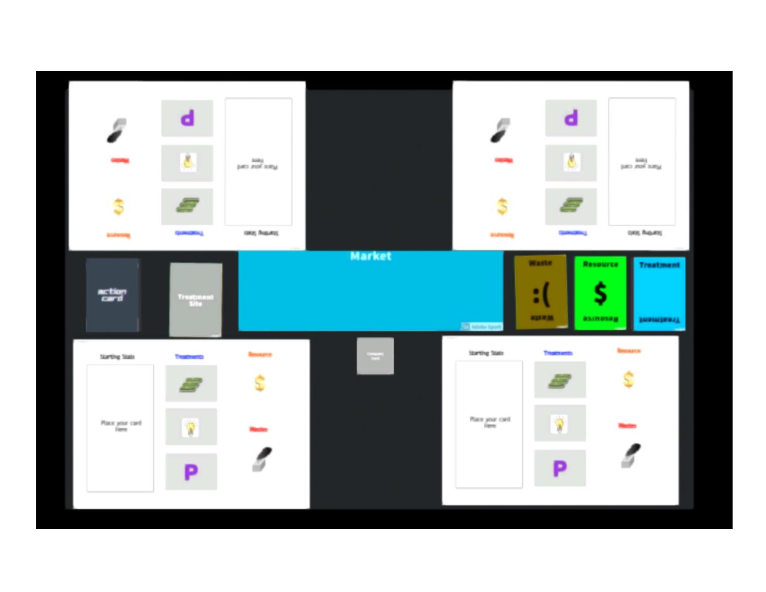Market

action card

Treatment Site

Waste

Resource

$

Treatment

Company Card

Starting Stats

Place your card Here

Treatments

Resource

Wastes

P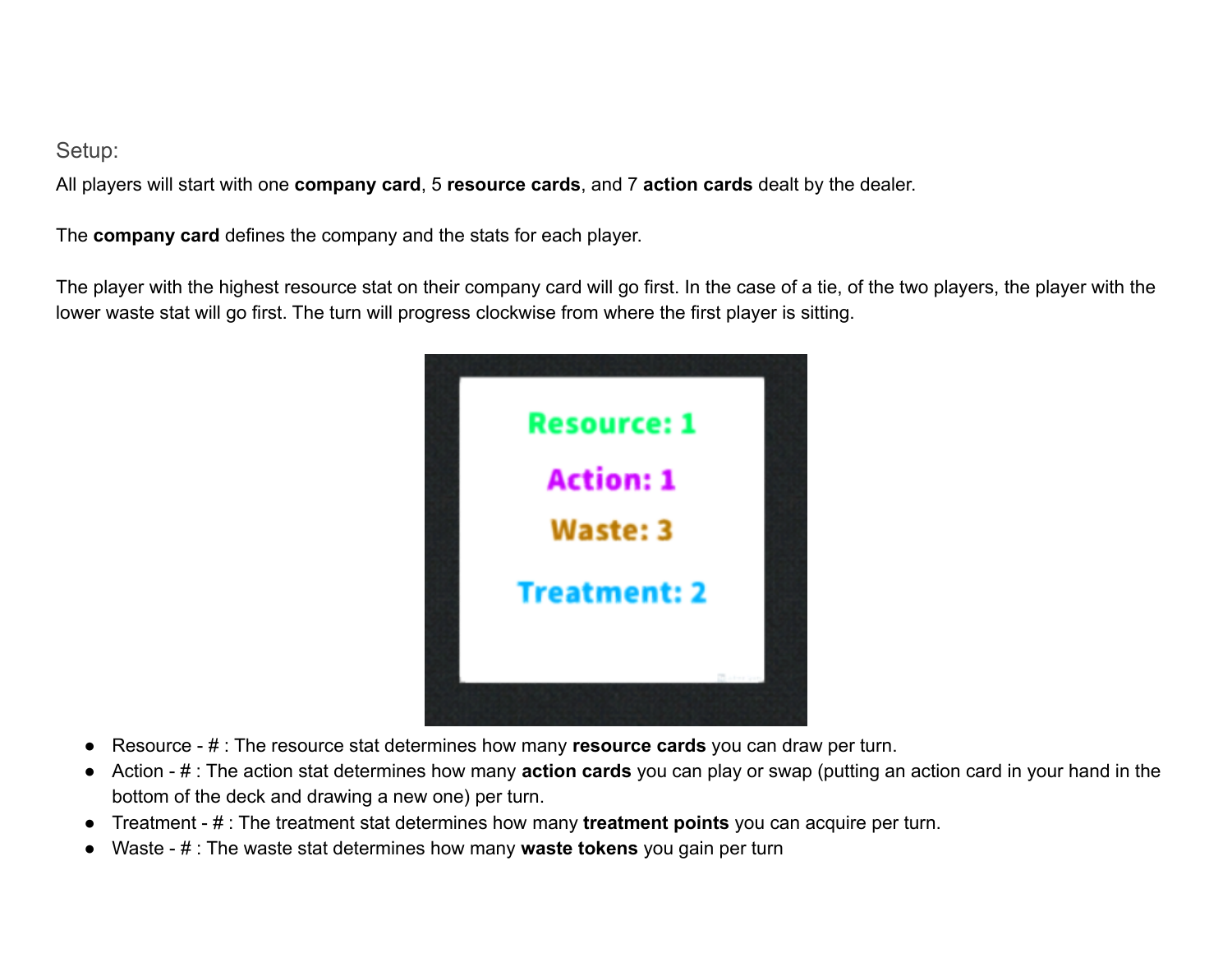## Setup:

All players will start with one **company card**, 5 **resource cards**, and 7 **action cards** dealt by the dealer.

The **company card** defines the company and the stats for each player.

The player with the highest resource stat on their company card will go first. In the case of a tie, of the two players, the player with the lower waste stat will go first. The turn will progress clockwise from where the first player is sitting.

- Resource - # : The resource stat determines how many **resource cards** you can draw per turn.
- Action - # : The action stat determines how many **action cards** you can play or swap (putting an action card in your hand in the bottom of the deck and drawing a new one) per turn.
- Treatment - # : The treatment stat determines how many **treatment points** you can acquire per turn.
- Waste - # : The waste stat determines how many **waste tokens** you gain per turn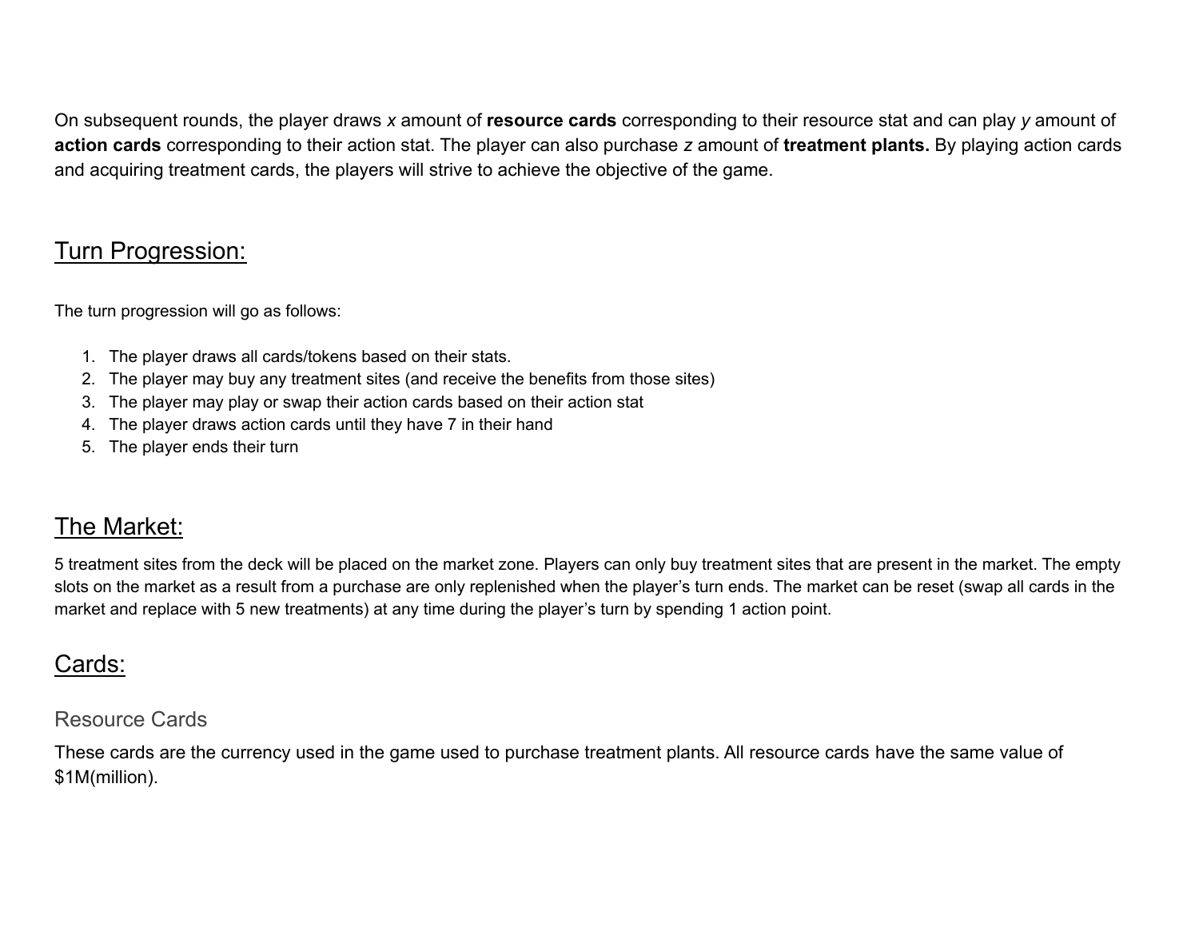On subsequent rounds, the player draws *x* amount of **resource cards** corresponding to their resource stat and can play *y* amount of **action cards** corresponding to their action stat. The player can also purchase *z* amount of **treatment plants.** By playing action cards and acquiring treatment cards, the players will strive to achieve the objective of the game.

## Turn Progression:

The turn progression will go as follows:

1. The player draws all cards/tokens based on their stats.
2. The player may buy any treatment sites (and receive the benefits from those sites)
3. The player may play or swap their action cards based on their action stat
4. The player draws action cards until they have 7 in their hand
5. The player ends their turn

## The Market:

5 treatment sites from the deck will be placed on the market zone. Players can only buy treatment sites that are present in the market. The empty slots on the market as a result from a purchase are only replenished when the player's turn ends. The market can be reset (swap all cards in the market and replace with 5 new treatments) at any time during the player's turn by spending 1 action point.

## Cards:

### Resource Cards

These cards are the currency used in the game used to purchase treatment plants. All resource cards have the same value of $1M(million).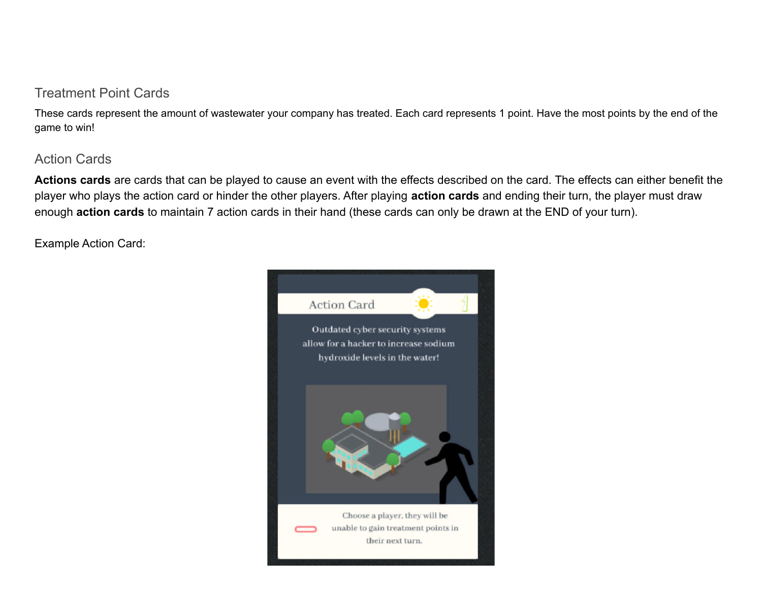## Treatment Point Cards

These cards represent the amount of wastewater your company has treated. Each card represents 1 point. Have the most points by the end of the game to win!

## Action Cards

**Actions cards** are cards that can be played to cause an event with the effects described on the card. The effects can either benefit the player who plays the action card or hinder the other players. After playing **action cards** and ending their turn, the player must draw enough **action cards** to maintain 7 action cards in their hand (these cards can only be drawn at the END of your turn).

Example Action Card:

Action Card

Outdated cyber security systems allow for a hacker to increase sodium hydroxide levels in the water!

Choose a player, they will be unable to gain treatment points in their next turn.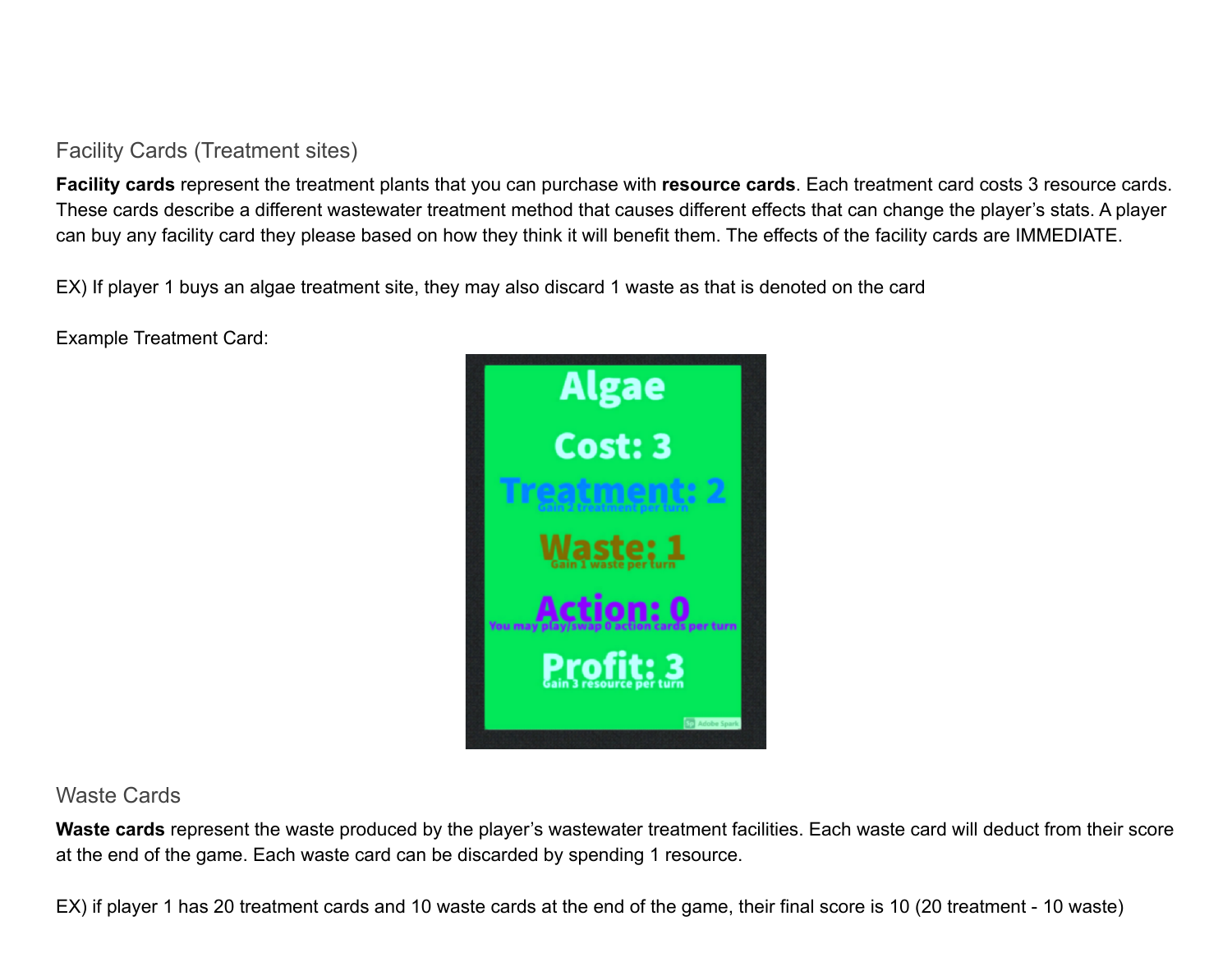## Facility Cards (Treatment sites)

**Facility cards** represent the treatment plants that you can purchase with **resource cards**. Each treatment card costs 3 resource cards. These cards describe a different wastewater treatment method that causes different effects that can change the player's stats. A player can buy any facility card they please based on how they think it will benefit them. The effects of the facility cards are IMMEDIATE.

EX) If player 1 buys an algae treatment site, they may also discard 1 waste as that is denoted on the card

Example Treatment Card:

**Algae**

**Cost: 3**

**Treatment: 2**
Gain 2 treatment per turn

**Waste: 1**
Gain 1 waste per turn

**Action: 0**
You may play/swap 0 action cards per turn

**Profit: 3**
Gain 3 resource per turn

## Waste Cards

**Waste cards** represent the waste produced by the player's wastewater treatment facilities. Each waste card will deduct from their score at the end of the game. Each waste card can be discarded by spending 1 resource.

EX) if player 1 has 20 treatment cards and 10 waste cards at the end of the game, their final score is 10 (20 treatment - 10 waste)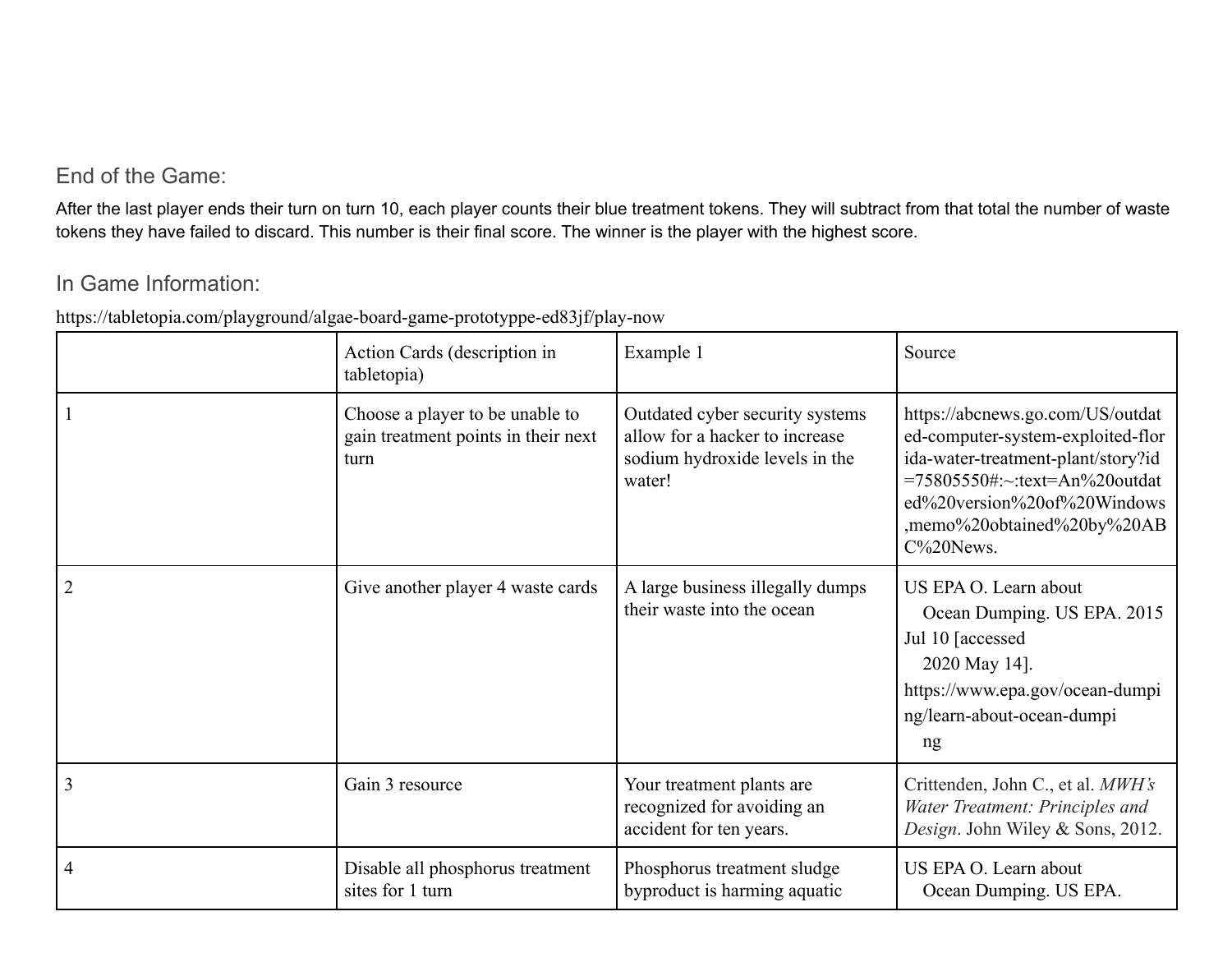## End of the Game:

After the last player ends their turn on turn 10, each player counts their blue treatment tokens. They will subtract from that total the number of waste tokens they have failed to discard. This number is their final score. The winner is the player with the highest score.

## In Game Information:

https://tabletopia.com/playground/algae-board-game-prototyppe-ed83jf/play-now

| | Action Cards (description in tabletopia) | Example 1 | Source |
|---|---|---|---|
| 1 | Choose a player to be unable to gain treatment points in their next turn | Outdated cyber security systems allow for a hacker to increase sodium hydroxide levels in the water! | https://abcnews.go.com/US/outdated-computer-system-exploited-florida-water-treatment-plant/story?id=75805550#:~:text=An%20outdated%20version%20of%20Windows,memo%20obtained%20by%20ABC%20News. |
| 2 | Give another player 4 waste cards | A large business illegally dumps their waste into the ocean | US EPA O. Learn about Ocean Dumping. US EPA. 2015 Jul 10 [accessed 2020 May 14]. https://www.epa.gov/ocean-dumping/learn-about-ocean-dumping |
| 3 | Gain 3 resource | Your treatment plants are recognized for avoiding an accident for ten years. | Crittenden, John C., et al. *MWH's Water Treatment: Principles and Design*. John Wiley & Sons, 2012. |
| 4 | Disable all phosphorus treatment sites for 1 turn | Phosphorus treatment sludge byproduct is harming aquatic | US EPA O. Learn about Ocean Dumping. US EPA. |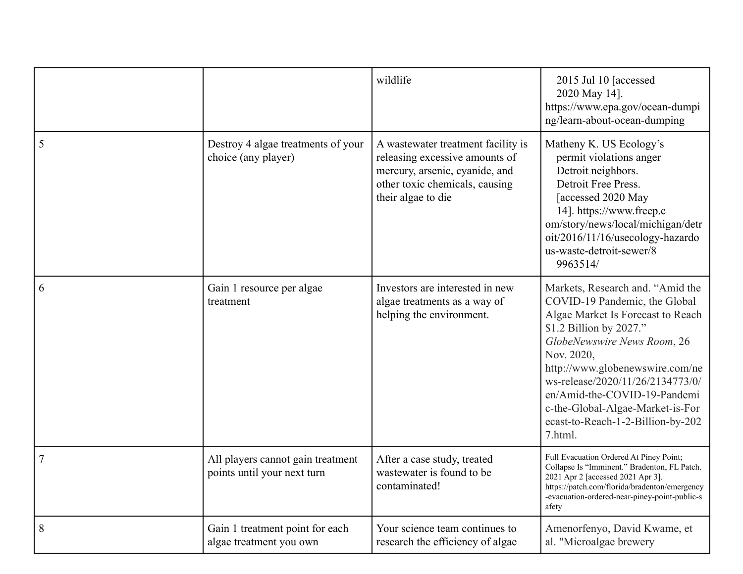| | | | |
|---|---|---|---|
| | | wildlife | 2015 Jul 10 [accessed 2020 May 14]. https://www.epa.gov/ocean-dumping/learn-about-ocean-dumping |
| 5 | Destroy 4 algae treatments of your choice (any player) | A wastewater treatment facility is releasing excessive amounts of mercury, arsenic, cyanide, and other toxic chemicals, causing their algae to die | Matheny K. US Ecology's permit violations anger Detroit neighbors. Detroit Free Press. [accessed 2020 May 14]. https://www.freep.com/story/news/local/michigan/detroit/2016/11/16/usecology-hazardous-waste-detroit-sewer/89963514/ |
| 6 | Gain 1 resource per algae treatment | Investors are interested in new algae treatments as a way of helping the environment. | Markets, Research and. "Amid the COVID-19 Pandemic, the Global Algae Market Is Forecast to Reach $1.2 Billion by 2027." *GlobeNewswire News Room*, 26 Nov. 2020, http://www.globenewswire.com/news-release/2020/11/26/2134773/0/en/Amid-the-COVID-19-Pandemic-the-Global-Algae-Market-is-Forecast-to-Reach-1-2-Billion-by-2027.html. |
| 7 | All players cannot gain treatment points until your next turn | After a case study, treated wastewater is found to be contaminated! | Full Evacuation Ordered At Piney Point; Collapse Is "Imminent." Bradenton, FL Patch. 2021 Apr 2 [accessed 2021 Apr 3]. https://patch.com/florida/bradenton/emergency-evacuation-ordered-near-piney-point-public-safety |
| 8 | Gain 1 treatment point for each algae treatment you own | Your science team continues to research the efficiency of algae | Amenorfenyo, David Kwame, et al. "Microalgae brewery |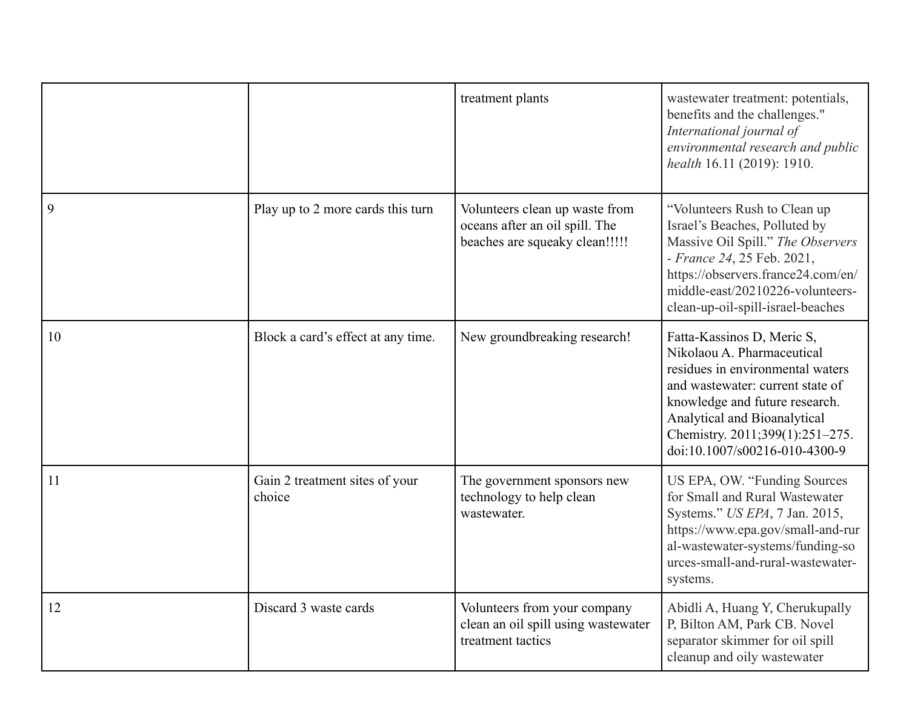| | | | |
|---|---|---|---|
| | | treatment plants | wastewater treatment: potentials, benefits and the challenges." *International journal of environmental research and public health* 16.11 (2019): 1910. |
| 9 | Play up to 2 more cards this turn | Volunteers clean up waste from oceans after an oil spill. The beaches are squeaky clean!!!!! | "Volunteers Rush to Clean up Israel's Beaches, Polluted by Massive Oil Spill." *The Observers - France 24*, 25 Feb. 2021, https://observers.france24.com/en/middle-east/20210226-volunteers-clean-up-oil-spill-israel-beaches |
| 10 | Block a card's effect at any time. | New groundbreaking research! | Fatta-Kassinos D, Meric S, Nikolaou A. Pharmaceutical residues in environmental waters and wastewater: current state of knowledge and future research. Analytical and Bioanalytical Chemistry. 2011;399(1):251–275. doi:10.1007/s00216-010-4300-9 |
| 11 | Gain 2 treatment sites of your choice | The government sponsors new technology to help clean wastewater. | US EPA, OW. "Funding Sources for Small and Rural Wastewater Systems." *US EPA*, 7 Jan. 2015, https://www.epa.gov/small-and-rural-wastewater-systems/funding-sources-small-and-rural-wastewater-systems. |
| 12 | Discard 3 waste cards | Volunteers from your company clean an oil spill using wastewater treatment tactics | Abidli A, Huang Y, Cherukupally P, Bilton AM, Park CB. Novel separator skimmer for oil spill cleanup and oily wastewater |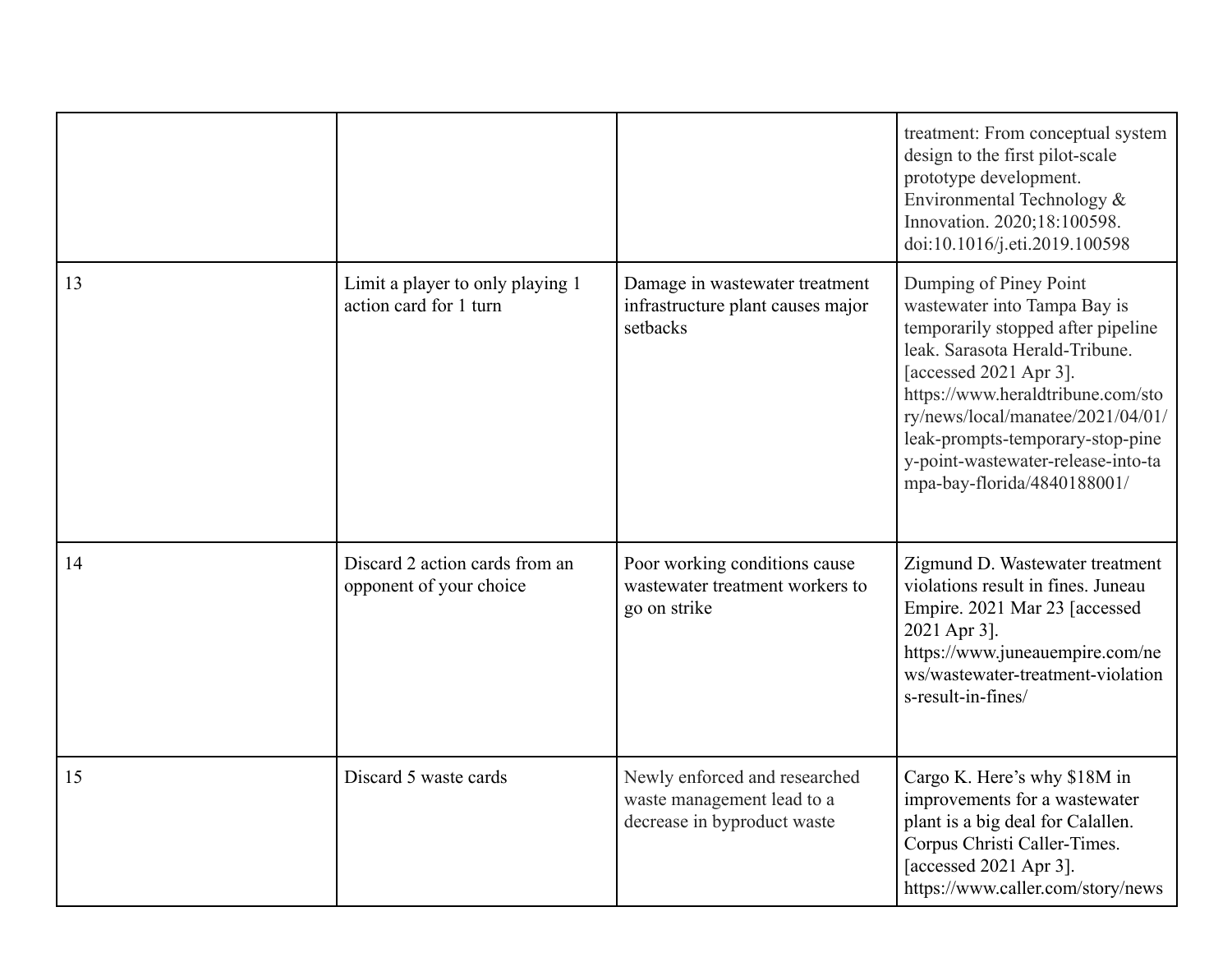| | | | |
|---|---|---|---|
| | | | treatment: From conceptual system design to the first pilot-scale prototype development. Environmental Technology & Innovation. 2020;18:100598. doi:10.1016/j.eti.2019.100598 |
| 13 | Limit a player to only playing 1 action card for 1 turn | Damage in wastewater treatment infrastructure plant causes major setbacks | Dumping of Piney Point wastewater into Tampa Bay is temporarily stopped after pipeline leak. Sarasota Herald-Tribune. [accessed 2021 Apr 3]. https://www.heraldtribune.com/story/news/local/manatee/2021/04/01/leak-prompts-temporary-stop-piney-point-wastewater-release-into-tampa-bay-florida/4840188001/ |
| 14 | Discard 2 action cards from an opponent of your choice | Poor working conditions cause wastewater treatment workers to go on strike | Zigmund D. Wastewater treatment violations result in fines. Juneau Empire. 2021 Mar 23 [accessed 2021 Apr 3]. https://www.juneauempire.com/news/wastewater-treatment-violations-result-in-fines/ |
| 15 | Discard 5 waste cards | Newly enforced and researched waste management lead to a decrease in byproduct waste | Cargo K. Here's why $18M in improvements for a wastewater plant is a big deal for Calallen. Corpus Christi Caller-Times. [accessed 2021 Apr 3]. https://www.caller.com/story/news |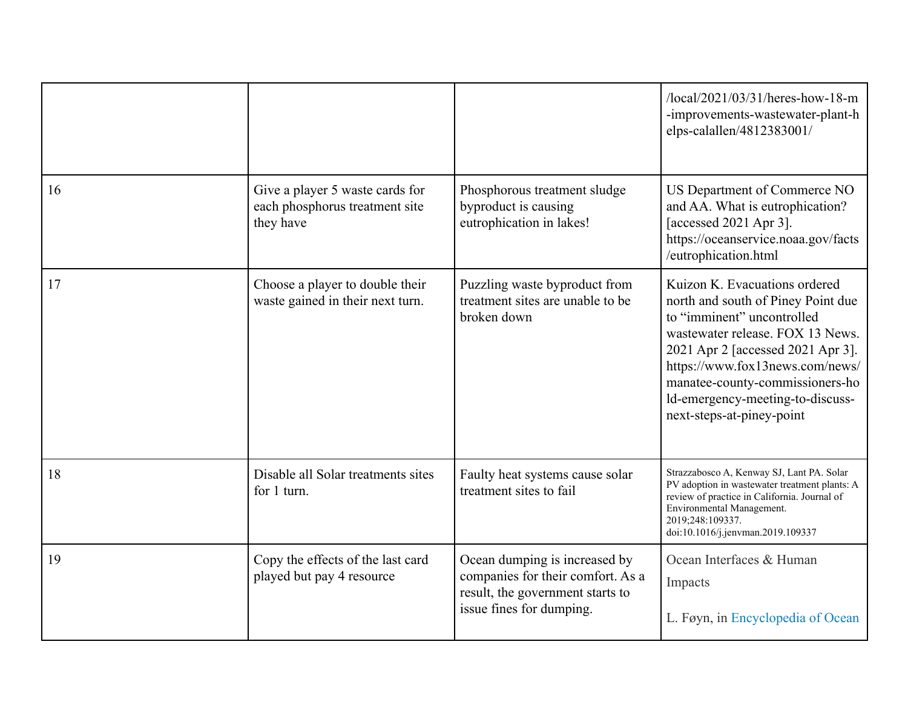| | | | |
|---|---|---|---|
| | | | /local/2021/03/31/heres-how-18-m-improvements-wastewater-plant-helps-calallen/4812383001/ |
| 16 | Give a player 5 waste cards for each phosphorus treatment site they have | Phosphorous treatment sludge byproduct is causing eutrophication in lakes! | US Department of Commerce NO and AA. What is eutrophication? [accessed 2021 Apr 3]. https://oceanservice.noaa.gov/facts/eutrophication.html |
| 17 | Choose a player to double their waste gained in their next turn. | Puzzling waste byproduct from treatment sites are unable to be broken down | Kuizon K. Evacuations ordered north and south of Piney Point due to “imminent” uncontrolled wastewater release. FOX 13 News. 2021 Apr 2 [accessed 2021 Apr 3]. https://www.fox13news.com/news/manatee-county-commissioners-hold-emergency-meeting-to-discuss-next-steps-at-piney-point |
| 18 | Disable all Solar treatments sites for 1 turn. | Faulty heat systems cause solar treatment sites to fail | Strazzabosco A, Kenway SJ, Lant PA. Solar PV adoption in wastewater treatment plants: A review of practice in California. Journal of Environmental Management. 2019;248:109337. doi:10.1016/j.jenvman.2019.109337 |
| 19 | Copy the effects of the last card played but pay 4 resource | Ocean dumping is increased by companies for their comfort. As a result, the government starts to issue fines for dumping. | Ocean Interfaces & Human Impacts<br><br>L. Føyn, in Encyclopedia of Ocean |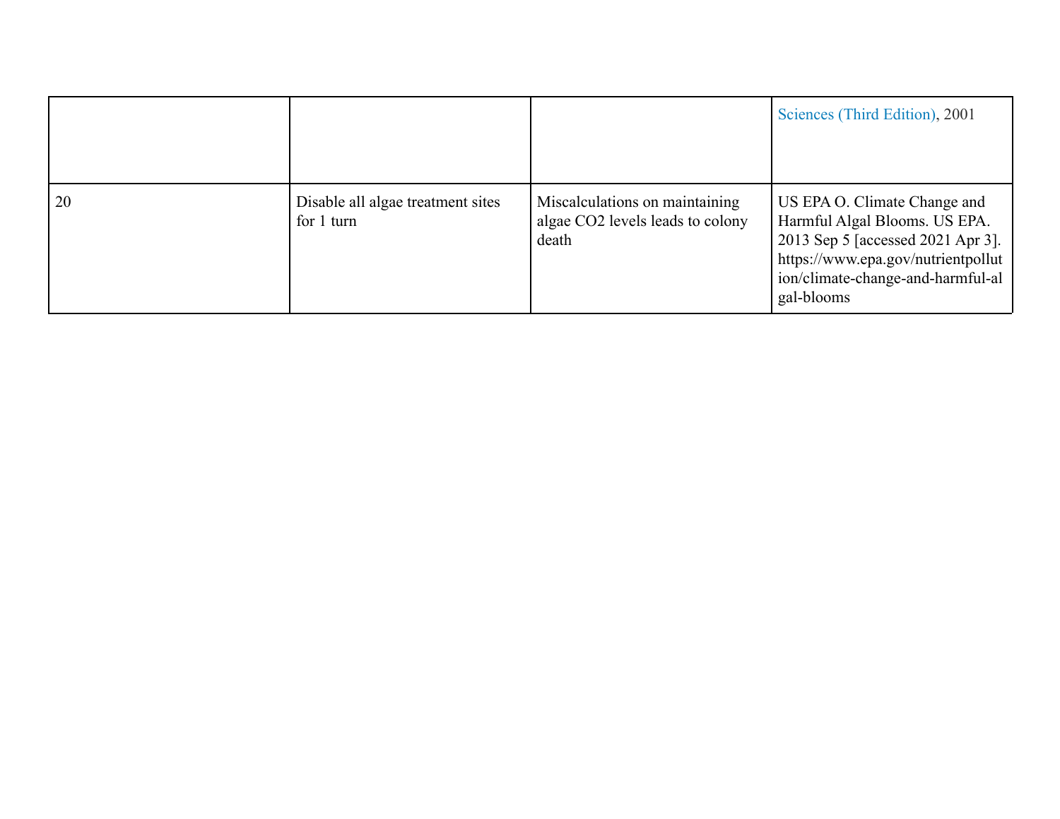| | | | |
|---|---|---|---|
| | | | Sciences (Third Edition), 2001 |
| 20 | Disable all algae treatment sites for 1 turn | Miscalculations on maintaining algae $CO_2$ levels leads to colony death | US EPA O. Climate Change and Harmful Algal Blooms. US EPA. 2013 Sep 5 [accessed 2021 Apr 3]. https://www.epa.gov/nutrientpollution/climate-change-and-harmful-algal-blooms |